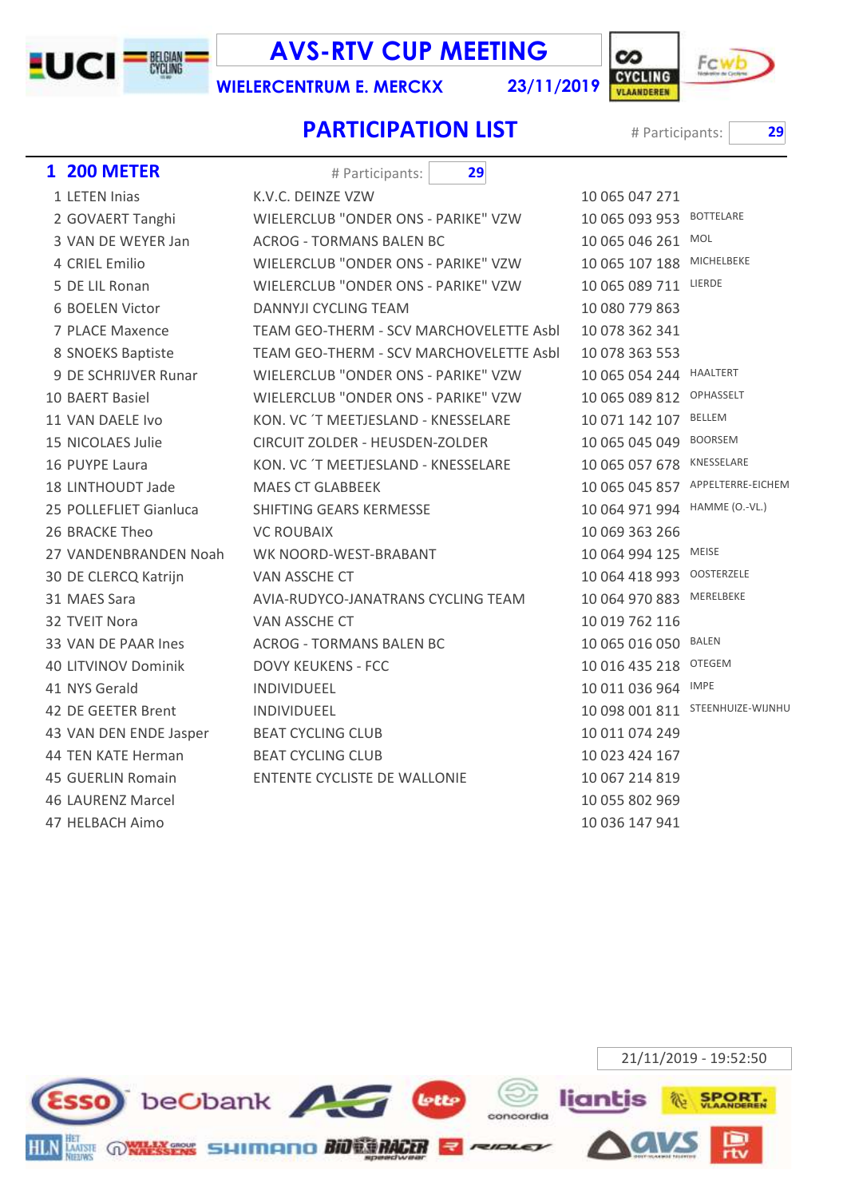# AVS-RTV CUP MEETING

**WIELERCENTRUM E. MERCKX** **23/11/2019**

## PARTICIPATION LIST

# Participants: **29**

### 1 200 METER

# Participants: **29**

| | | | | |
|---|---|---|---|---|
| 1 | LETEN Inias | K.V.C. DEINZE VZW | 10 065 047 271 | |
| 2 | GOVAERT Tanghi | WIELERCLUB "ONDER ONS - PARIKE" VZW | 10 065 093 953 | BOTTELARE |
| 3 | VAN DE WEYER Jan | ACROG - TORMANS BALEN BC | 10 065 046 261 | MOL |
| 4 | CRIEL Emilio | WIELERCLUB "ONDER ONS - PARIKE" VZW | 10 065 107 188 | MICHELBEKE |
| 5 | DE LIL Ronan | WIELERCLUB "ONDER ONS - PARIKE" VZW | 10 065 089 711 | LIERDE |
| 6 | BOELEN Victor | DANNYJI CYCLING TEAM | 10 080 779 863 | |
| 7 | PLACE Maxence | TEAM GEO-THERM - SCV MARCHOVELETTE Asbl | 10 078 362 341 | |
| 8 | SNOEKS Baptiste | TEAM GEO-THERM - SCV MARCHOVELETTE Asbl | 10 078 363 553 | |
| 9 | DE SCHRIJVER Runar | WIELERCLUB "ONDER ONS - PARIKE" VZW | 10 065 054 244 | HAALTERT |
| 10 | BAERT Basiel | WIELERCLUB "ONDER ONS - PARIKE" VZW | 10 065 089 812 | OPHASSELT |
| 11 | VAN DAELE Ivo | KON. VC ´T MEETJESLAND - KNESSELARE | 10 071 142 107 | BELLEM |
| 15 | NICOLAES Julie | CIRCUIT ZOLDER - HEUSDEN-ZOLDER | 10 065 045 049 | BOORSEM |
| 16 | PUYPE Laura | KON. VC ´T MEETJESLAND - KNESSELARE | 10 065 057 678 | KNESSELARE |
| 18 | LINTHOUDT Jade | MAES CT GLABBEEK | 10 065 045 857 | APPELTERRE-EICHEM |
| 25 | POLLEFLIET Gianluca | SHIFTING GEARS KERMESSE | 10 064 971 994 | HAMME (O.-VL.) |
| 26 | BRACKE Theo | VC ROUBAIX | 10 069 363 266 | |
| 27 | VANDENBRANDEN Noah | WK NOORD-WEST-BRABANT | 10 064 994 125 | MEISE |
| 30 | DE CLERCQ Katrijn | VAN ASSCHE CT | 10 064 418 993 | OOSTERZELE |
| 31 | MAES Sara | AVIA-RUDYCO-JANATRANS CYCLING TEAM | 10 064 970 883 | MERELBEKE |
| 32 | TVEIT Nora | VAN ASSCHE CT | 10 019 762 116 | |
| 33 | VAN DE PAAR Ines | ACROG - TORMANS BALEN BC | 10 065 016 050 | BALEN |
| 40 | LITVINOV Dominik | DOVY KEUKENS - FCC | 10 016 435 218 | OTEGEM |
| 41 | NYS Gerald | INDIVIDUEEL | 10 011 036 964 | IMPE |
| 42 | DE GEETER Brent | INDIVIDUEEL | 10 098 001 811 | STEENHUIZE-WIJNHU |
| 43 | VAN DEN ENDE Jasper | BEAT CYCLING CLUB | 10 011 074 249 | |
| 44 | TEN KATE Herman | BEAT CYCLING CLUB | 10 023 424 167 | |
| 45 | GUERLIN Romain | ENTENTE CYCLISTE DE WALLONIE | 10 067 214 819 | |
| 46 | LAURENZ Marcel | | 10 055 802 969 | |
| 47 | HELBACH Aimo | | 10 036 147 941 | |

21/11/2019 - 19:52:50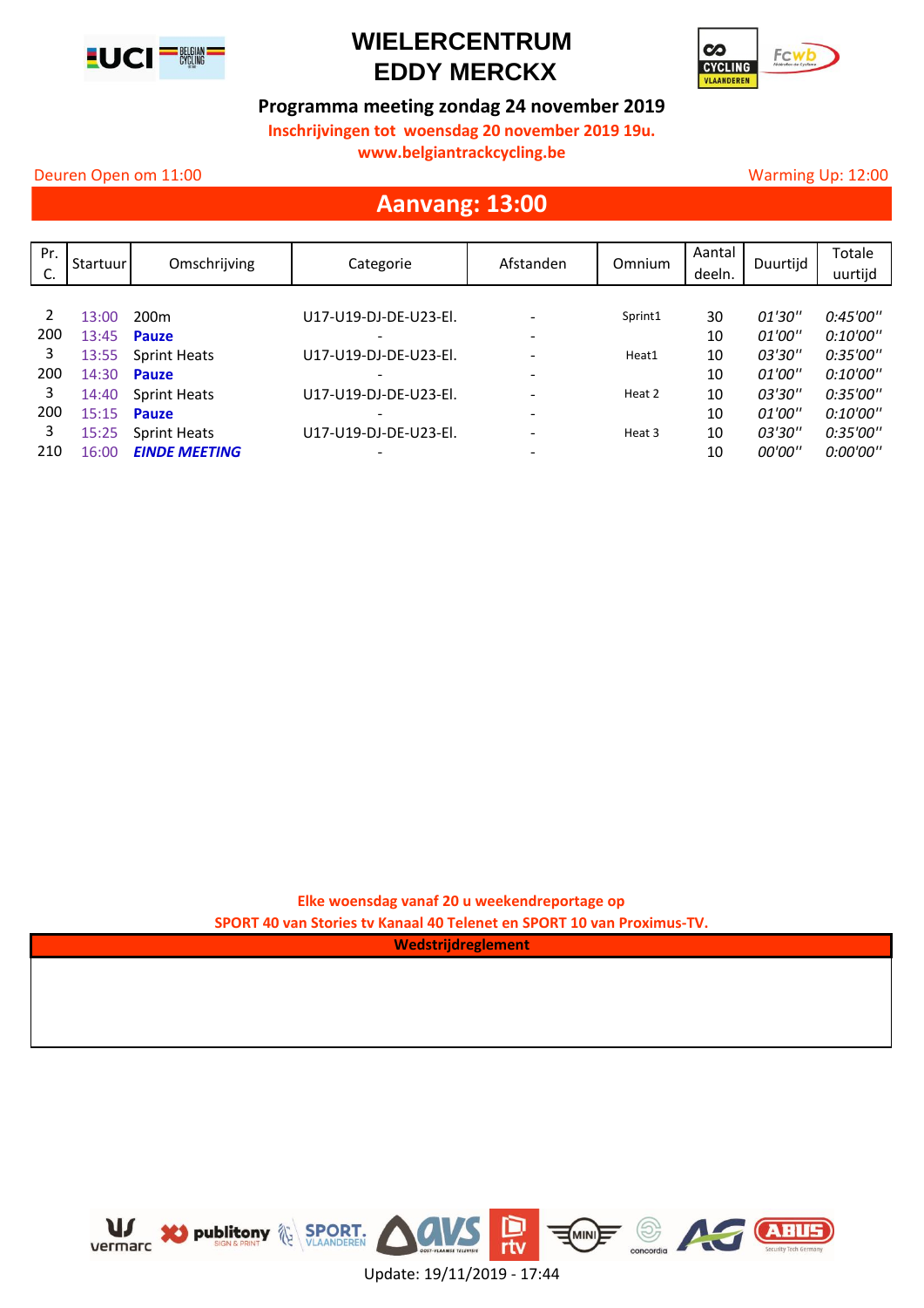# WIELERCENTRUM EDDY MERCKX

## Programma meeting zondag 24 november 2019

**Inschrijvingen tot woensdag 20 november 2019 19u.**

**www.belgiantrackcycling.be**

Deuren Open om 11:00

Warming Up: 12:00

## Aanvang: 13:00

| Pr. C. | Startuur | Omschrijving | Categorie | Afstanden | Omnium | Aantal deeln. | Duurtijd | Totale uurtijd |
|---|---|---|---|---|---|---|---|---|
| 2 | 13:00 | 200m | U17-U19-DJ-DE-U23-El. | - | Sprint1 | 30 | *01'30''* | *0:45'00''* |
| 200 | 13:45 | **Pauze** | - | - | | 10 | *01'00''* | *0:10'00''* |
| 3 | 13:55 | Sprint Heats | U17-U19-DJ-DE-U23-El. | - | Heat1 | 10 | *03'30''* | *0:35'00''* |
| 200 | 14:30 | **Pauze** | - | - | | 10 | *01'00''* | *0:10'00''* |
| 3 | 14:40 | Sprint Heats | U17-U19-DJ-DE-U23-El. | - | Heat 2 | 10 | *03'30''* | *0:35'00''* |
| 200 | 15:15 | **Pauze** | - | - | | 10 | *01'00''* | *0:10'00''* |
| 3 | 15:25 | Sprint Heats | U17-U19-DJ-DE-U23-El. | - | Heat 3 | 10 | *03'30''* | *0:35'00''* |
| 210 | 16:00 | ***EINDE MEETING*** | - | - | | 10 | *00'00''* | *0:00'00''* |

**Elke woensdag vanaf 20 u weekendreportage op**
**SPORT 40 van Stories tv Kanaal 40 Telenet en SPORT 10 van Proximus-TV.**

**Wedstrijdreglement**

Update: 19/11/2019 - 17:44